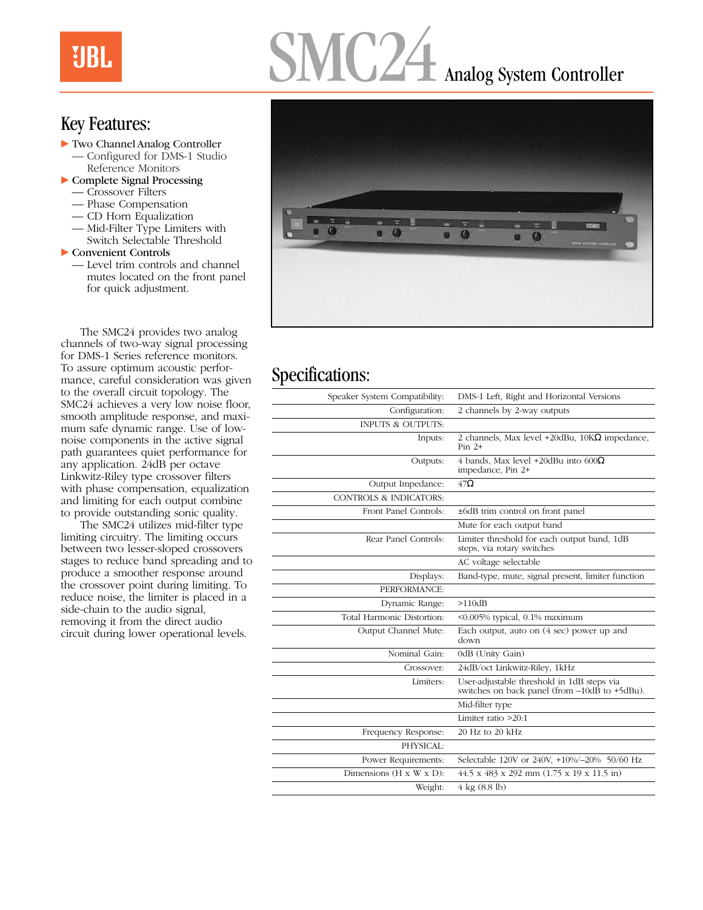# SMC24 Analog System Controller

## Key Features:

- Two Channel Analog Controller
  - — Configured for DMS-1 Studio Reference Monitors
- Complete Signal Processing
  - — Crossover Filters
  - — Phase Compensation
  - — CD Horn Equalization
  - — Mid-Filter Type Limiters with Switch Selectable Threshold
- Convenient Controls
  - — Level trim controls and channel mutes located on the front panel for quick adjustment.

The SMC24 provides two analog channels of two-way signal processing for DMS-1 Series reference monitors. To assure optimum acoustic performance, careful consideration was given to the overall circuit topology. The SMC24 achieves a very low noise floor, smooth amplitude response, and maximum safe dynamic range. Use of low-noise components in the active signal path guarantees quiet performance for any application. 24dB per octave Linkwitz-Riley type crossover filters with phase compensation, equalization and limiting for each output combine to provide outstanding sonic quality.

The SMC24 utilizes mid-filter type limiting circuitry. The limiting occurs between two lesser-sloped crossovers stages to reduce band spreading and to produce a smoother response around the crossover point during limiting. To reduce noise, the limiter is placed in a side-chain to the audio signal, removing it from the direct audio circuit during lower operational levels.

## Specifications:

| | |
|---|---|
| Speaker System Compatibility: | DMS-1 Left, Right and Horizontal Versions |
| Configuration: | 2 channels by 2-way outputs |
| INPUTS & OUTPUTS: | |
| Inputs: | 2 channels, Max level +20dBu, 10KΩ impedance, Pin 2+ |
| Outputs: | 4 bands, Max level +20dBu into 600Ω impedance, Pin 2+ |
| Output Impedance: | 47Ω |
| CONTROLS & INDICATORS: | |
| Front Panel Controls: | ±6dB trim control on front panel |
| | Mute for each output band |
| Rear Panel Controls: | Limiter threshold for each output band, 1dB steps, via rotary switches |
| | AC voltage selectable |
| Displays: | Band-type, mute, signal present, limiter function |
| PERFORMANCE: | |
| Dynamic Range: | >110dB |
| Total Harmonic Distortion: | <0.005% typical, 0.1% maximum |
| Output Channel Mute: | Each output, auto on (4 sec) power up and down |
| Nominal Gain: | 0dB (Unity Gain) |
| Crossover: | 24dB/oct Linkwitz-Riley, 1kHz |
| Limiters: | User-adjustable threshold in 1dB steps via switches on back panel (from –10dB to +5dBu). |
| | Mid-filter type |
| | Limiter ratio >20:1 |
| Frequency Response: | 20 Hz to 20 kHz |
| PHYSICAL: | |
| Power Requirements: | Selectable 120V or 240V, +10%/–20% 50/60 Hz |
| Dimensions (H x W x D): | 44.5 x 483 x 292 mm (1.75 x 19 x 11.5 in) |
| Weight: | 4 kg (8.8 lb) |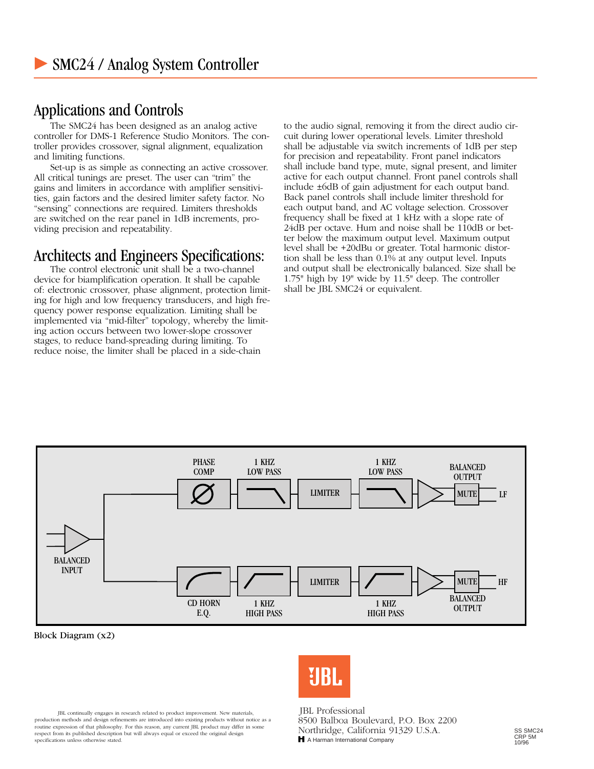# SMC24 / Analog System Controller

## Applications and Controls

The SMC24 has been designed as an analog active controller for DMS-1 Reference Studio Monitors. The controller provides crossover, signal alignment, equalization and limiting functions.

Set-up is as simple as connecting an active crossover. All critical tunings are preset. The user can "trim" the gains and limiters in accordance with amplifier sensitivities, gain factors and the desired limiter safety factor. No "sensing" connections are required. Limiters thresholds are switched on the rear panel in 1dB increments, providing precision and repeatability.

## Architects and Engineers Specifications:

The control electronic unit shall be a two-channel device for biamplification operation. It shall be capable of: electronic crossover, phase alignment, protection limiting for high and low frequency transducers, and high frequency power response equalization. Limiting shall be implemented via "mid-filter" topology, whereby the limiting action occurs between two lower-slope crossover stages, to reduce band-spreading during limiting. To reduce noise, the limiter shall be placed in a side-chain to the audio signal, removing it from the direct audio circuit during lower operational levels. Limiter threshold shall be adjustable via switch increments of 1dB per step for precision and repeatability. Front panel indicators shall include band type, mute, signal present, and limiter active for each output channel. Front panel controls shall include ±6dB of gain adjustment for each output band. Back panel controls shall include limiter threshold for each output band, and AC voltage selection. Crossover frequency shall be fixed at 1 kHz with a slope rate of 24dB per octave. Hum and noise shall be 110dB or better below the maximum output level. Maximum output level shall be +20dBu or greater. Total harmonic distortion shall be less than 0.1% at any output level. Inputs and output shall be electronically balanced. Size shall be 1.75" high by 19" wide by 11.5" deep. The controller shall be JBL SMC24 or equivalent.

PHASE COMP
1 KHZ LOW PASS
LIMITER
1 KHZ LOW PASS
BALANCED OUTPUT
MUTE
LF
BALANCED INPUT
CD HORN E.Q.
1 KHZ HIGH PASS
LIMITER
1 KHZ HIGH PASS
MUTE
HF
BALANCED OUTPUT

Block Diagram (x2)

JBL continually engages in research related to product improvement. New materials, production methods and design refinements are introduced into existing products without notice as a routine expression of that philosophy. For this reason, any current JBL product may differ in some respect from its published description but will always equal or exceed the original design specifications unless otherwise stated.

JBL

JBL Professional
8500 Balboa Boulevard, P.O. Box 2200
Northridge, California 91329 U.S.A.
A Harman International Company

SS SMC24
CRP 5M
10/96